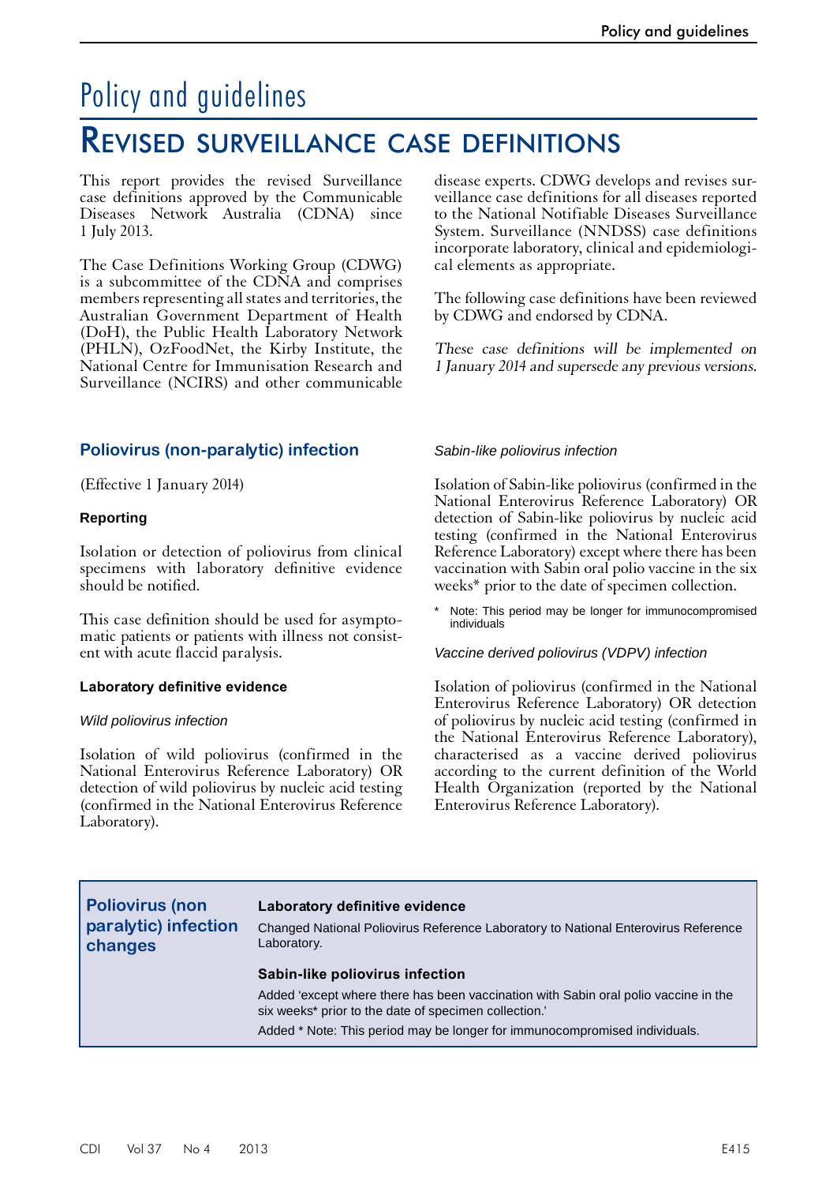# Policy and guidelines

## Revised surveillance case definitions

This report provides the revised Surveillance case definitions approved by the Communicable Diseases Network Australia (CDNA) since 1 July 2013.

The Case Definitions Working Group (CDWG) is a subcommittee of the CDNA and comprises members representing all states and territories, the Australian Government Department of Health (DoH), the Public Health Laboratory Network (PHLN), OzFoodNet, the Kirby Institute, the National Centre for Immunisation Research and Surveillance (NCIRS) and other communicable disease experts. CDWG develops and revises surveillance case definitions for all diseases reported to the National Notifiable Diseases Surveillance System. Surveillance (NNDSS) case definitions incorporate laboratory, clinical and epidemiological elements as appropriate.

The following case definitions have been reviewed by CDWG and endorsed by CDNA.

*These case definitions will be implemented on 1 January 2014 and supersede any previous versions.*

### Poliovirus (non-paralytic) infection

(Effective 1 January 2014)

#### Reporting

Isolation or detection of poliovirus from clinical specimens with laboratory definitive evidence should be notified.

This case definition should be used for asymptomatic patients or patients with illness not consistent with acute flaccid paralysis.

#### Laboratory definitive evidence

*Wild poliovirus infection*

Isolation of wild poliovirus (confirmed in the National Enterovirus Reference Laboratory) OR detection of wild poliovirus by nucleic acid testing (confirmed in the National Enterovirus Reference Laboratory).

*Sabin-like poliovirus infection*

Isolation of Sabin-like poliovirus (confirmed in the National Enterovirus Reference Laboratory) OR detection of Sabin-like poliovirus by nucleic acid testing (confirmed in the National Enterovirus Reference Laboratory) except where there has been vaccination with Sabin oral polio vaccine in the six weeks* prior to the date of specimen collection.

\* Note: This period may be longer for immunocompromised individuals

*Vaccine derived poliovirus (VDPV) infection*

Isolation of poliovirus (confirmed in the National Enterovirus Reference Laboratory) OR detection of poliovirus by nucleic acid testing (confirmed in the National Enterovirus Reference Laboratory), characterised as a vaccine derived poliovirus according to the current definition of the World Health Organization (reported by the National Enterovirus Reference Laboratory).

#### Poliovirus (non paralytic) infection changes

**Laboratory definitive evidence**

Changed National Poliovirus Reference Laboratory to National Enterovirus Reference Laboratory.

**Sabin-like poliovirus infection**

Added 'except where there has been vaccination with Sabin oral polio vaccine in the six weeks* prior to the date of specimen collection.'

Added * Note: This period may be longer for immunocompromised individuals.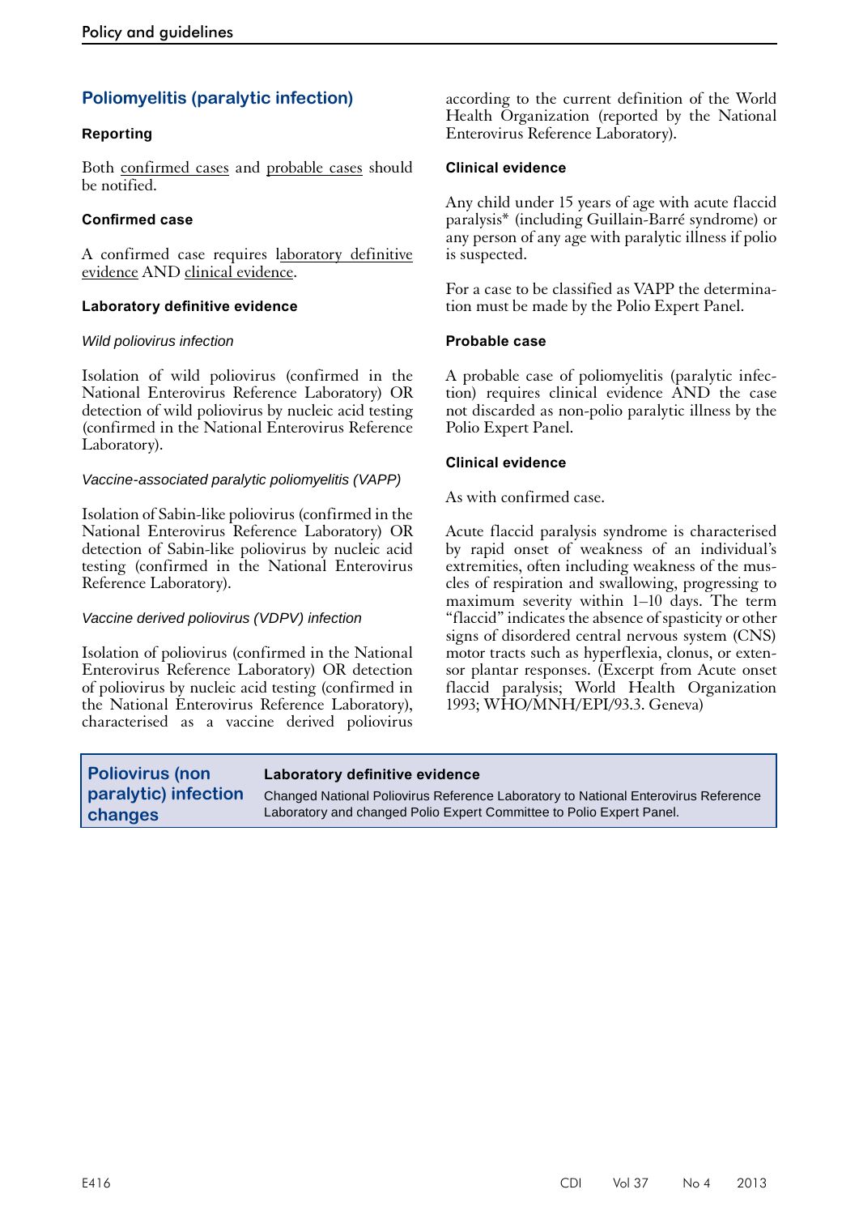## Poliomyelitis (paralytic infection)

### Reporting

Both confirmed cases and probable cases should be notified.

### Confirmed case

A confirmed case requires laboratory definitive evidence AND clinical evidence.

### Laboratory definitive evidence

*Wild poliovirus infection*

Isolation of wild poliovirus (confirmed in the National Enterovirus Reference Laboratory) OR detection of wild poliovirus by nucleic acid testing (confirmed in the National Enterovirus Reference Laboratory).

*Vaccine-associated paralytic poliomyelitis (VAPP)*

Isolation of Sabin-like poliovirus (confirmed in the National Enterovirus Reference Laboratory) OR detection of Sabin-like poliovirus by nucleic acid testing (confirmed in the National Enterovirus Reference Laboratory).

*Vaccine derived poliovirus (VDPV) infection*

Isolation of poliovirus (confirmed in the National Enterovirus Reference Laboratory) OR detection of poliovirus by nucleic acid testing (confirmed in the National Enterovirus Reference Laboratory), characterised as a vaccine derived poliovirus according to the current definition of the World Health Organization (reported by the National Enterovirus Reference Laboratory).

### Clinical evidence

Any child under 15 years of age with acute flaccid paralysis* (including Guillain-Barré syndrome) or any person of any age with paralytic illness if polio is suspected.

For a case to be classified as VAPP the determination must be made by the Polio Expert Panel.

### Probable case

A probable case of poliomyelitis (paralytic infection) requires clinical evidence AND the case not discarded as non-polio paralytic illness by the Polio Expert Panel.

### Clinical evidence

As with confirmed case.

Acute flaccid paralysis syndrome is characterised by rapid onset of weakness of an individual's extremities, often including weakness of the muscles of respiration and swallowing, progressing to maximum severity within 1–10 days. The term "flaccid" indicates the absence of spasticity or other signs of disordered central nervous system (CNS) motor tracts such as hyperflexia, clonus, or extensor plantar responses. (Excerpt from Acute onset flaccid paralysis; World Health Organization 1993; WHO/MNH/EPI/93.3. Geneva)

| Poliovirus (non paralytic) infection changes | **Laboratory definitive evidence**<br>Changed National Poliovirus Reference Laboratory to National Enterovirus Reference Laboratory and changed Polio Expert Committee to Polio Expert Panel. |
|---|---|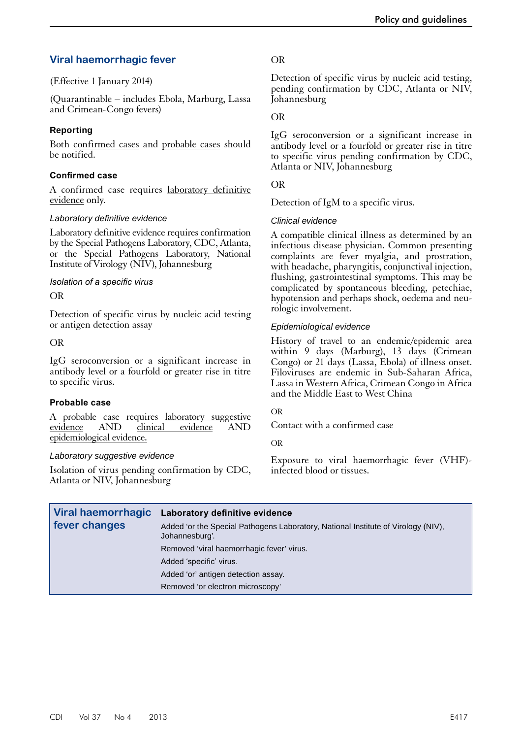## Viral haemorrhagic fever

(Effective 1 January 2014)

(Quarantinable – includes Ebola, Marburg, Lassa and Crimean-Congo fevers)

### Reporting

Both confirmed cases and probable cases should be notified.

### Confirmed case

A confirmed case requires laboratory definitive evidence only.

#### *Laboratory definitive evidence*

Laboratory definitive evidence requires confirmation by the Special Pathogens Laboratory, CDC, Atlanta, or the Special Pathogens Laboratory, National Institute of Virology (NIV), Johannesburg

*Isolation of a specific virus*

OR

Detection of specific virus by nucleic acid testing or antigen detection assay

OR

IgG seroconversion or a significant increase in antibody level or a fourfold or greater rise in titre to specific virus.

### Probable case

A probable case requires laboratory suggestive evidence AND clinical evidence AND epidemiological evidence.

#### *Laboratory suggestive evidence*

Isolation of virus pending confirmation by CDC, Atlanta or NIV, Johannesburg

OR

Detection of specific virus by nucleic acid testing, pending confirmation by CDC, Atlanta or NIV, Johannesburg

OR

IgG seroconversion or a significant increase in antibody level or a fourfold or greater rise in titre to specific virus pending confirmation by CDC, Atlanta or NIV, Johannesburg

OR

Detection of IgM to a specific virus.

#### *Clinical evidence*

A compatible clinical illness as determined by an infectious disease physician. Common presenting complaints are fever myalgia, and prostration, with headache, pharyngitis, conjunctival injection, flushing, gastrointestinal symptoms. This may be complicated by spontaneous bleeding, petechiae, hypotension and perhaps shock, oedema and neurologic involvement.

#### *Epidemiological evidence*

History of travel to an endemic/epidemic area within 9 days (Marburg), 13 days (Crimean Congo) or 21 days (Lassa, Ebola) of illness onset. Filoviruses are endemic in Sub-Saharan Africa, Lassa in Western Africa, Crimean Congo in Africa and the Middle East to West China

OR

Contact with a confirmed case

OR

Exposure to viral haemorrhagic fever (VHF)-infected blood or tissues.

| **Viral haemorrhagic fever changes** | **Laboratory definitive evidence** |
|---|---|
| | Added 'or the Special Pathogens Laboratory, National Institute of Virology (NIV), Johannesburg'. |
| | Removed 'viral haemorrhagic fever' virus. |
| | Added 'specific' virus. |
| | Added 'or' antigen detection assay. |
| | Removed 'or electron microscopy' |